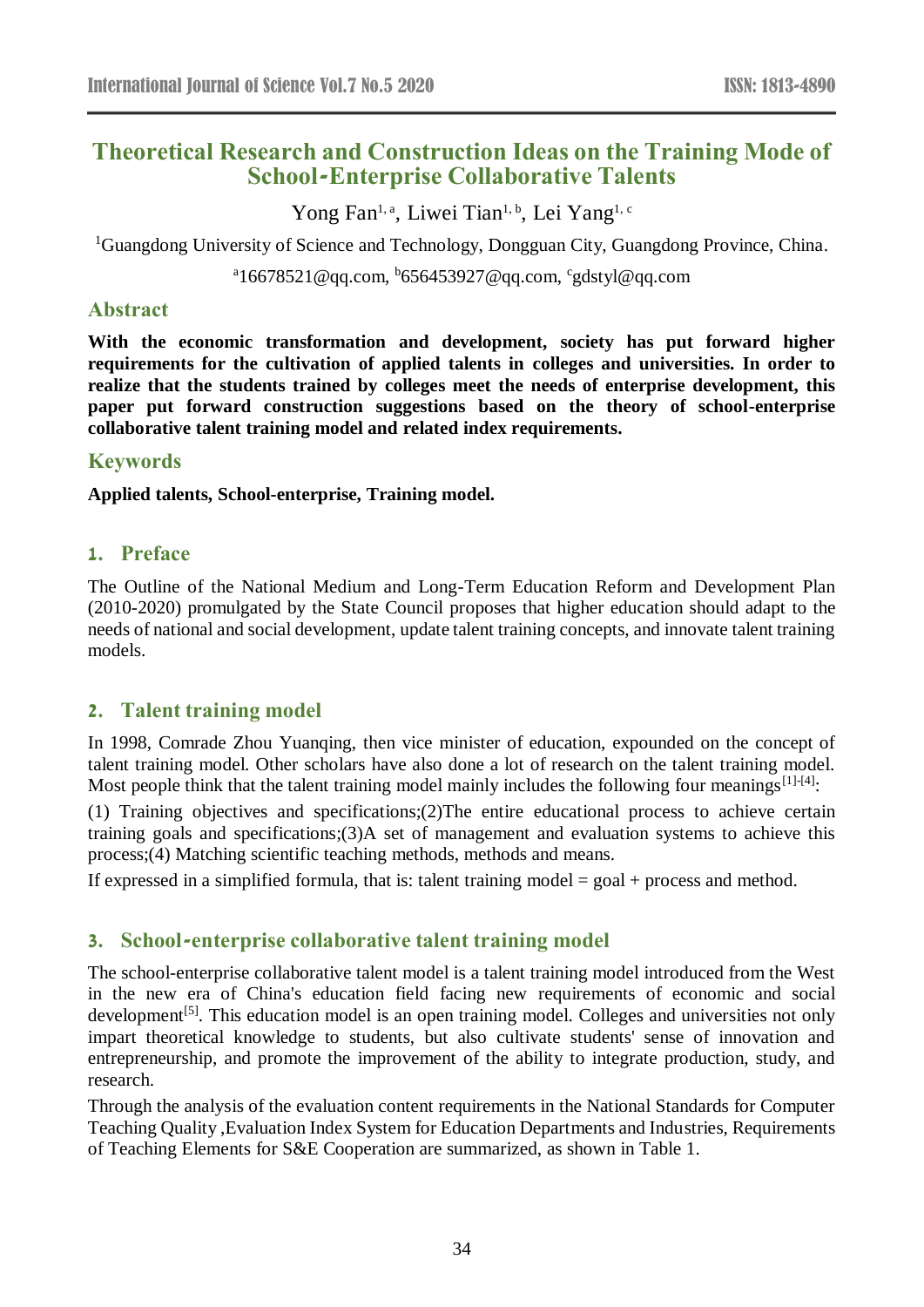# Theoretical Research and Construction Ideas on the Training Mode of School-Enterprise Collaborative Talents

Yong Fan[1, a], Liwei Tian[1, b], Lei Yang[1, c]

[1]Guangdong University of Science and Technology, Dongguan City, Guangdong Province, China.

[a]16678521@qq.com, [b]656453927@qq.com, [c]gdstyl@qq.com

## Abstract

**With the economic transformation and development, society has put forward higher requirements for the cultivation of applied talents in colleges and universities. In order to realize that the students trained by colleges meet the needs of enterprise development, this paper put forward construction suggestions based on the theory of school-enterprise collaborative talent training model and related index requirements.**

## Keywords

**Applied talents, School-enterprise, Training model.**

## 1. Preface

The Outline of the National Medium and Long-Term Education Reform and Development Plan (2010-2020) promulgated by the State Council proposes that higher education should adapt to the needs of national and social development, update talent training concepts, and innovate talent training models.

## 2. Talent training model

In 1998, Comrade Zhou Yuanqing, then vice minister of education, expounded on the concept of talent training model. Other scholars have also done a lot of research on the talent training model. Most people think that the talent training model mainly includes the following four meanings[1]-[4]:

(1) Training objectives and specifications;(2)The entire educational process to achieve certain training goals and specifications;(3)A set of management and evaluation systems to achieve this process;(4) Matching scientific teaching methods, methods and means.

If expressed in a simplified formula, that is: talent training model = goal + process and method.

## 3. School-enterprise collaborative talent training model

The school-enterprise collaborative talent model is a talent training model introduced from the West in the new era of China's education field facing new requirements of economic and social development[5]. This education model is an open training model. Colleges and universities not only impart theoretical knowledge to students, but also cultivate students' sense of innovation and entrepreneurship, and promote the improvement of the ability to integrate production, study, and research.

Through the analysis of the evaluation content requirements in the National Standards for Computer Teaching Quality ,Evaluation Index System for Education Departments and Industries, Requirements of Teaching Elements for S&E Cooperation are summarized, as shown in Table 1.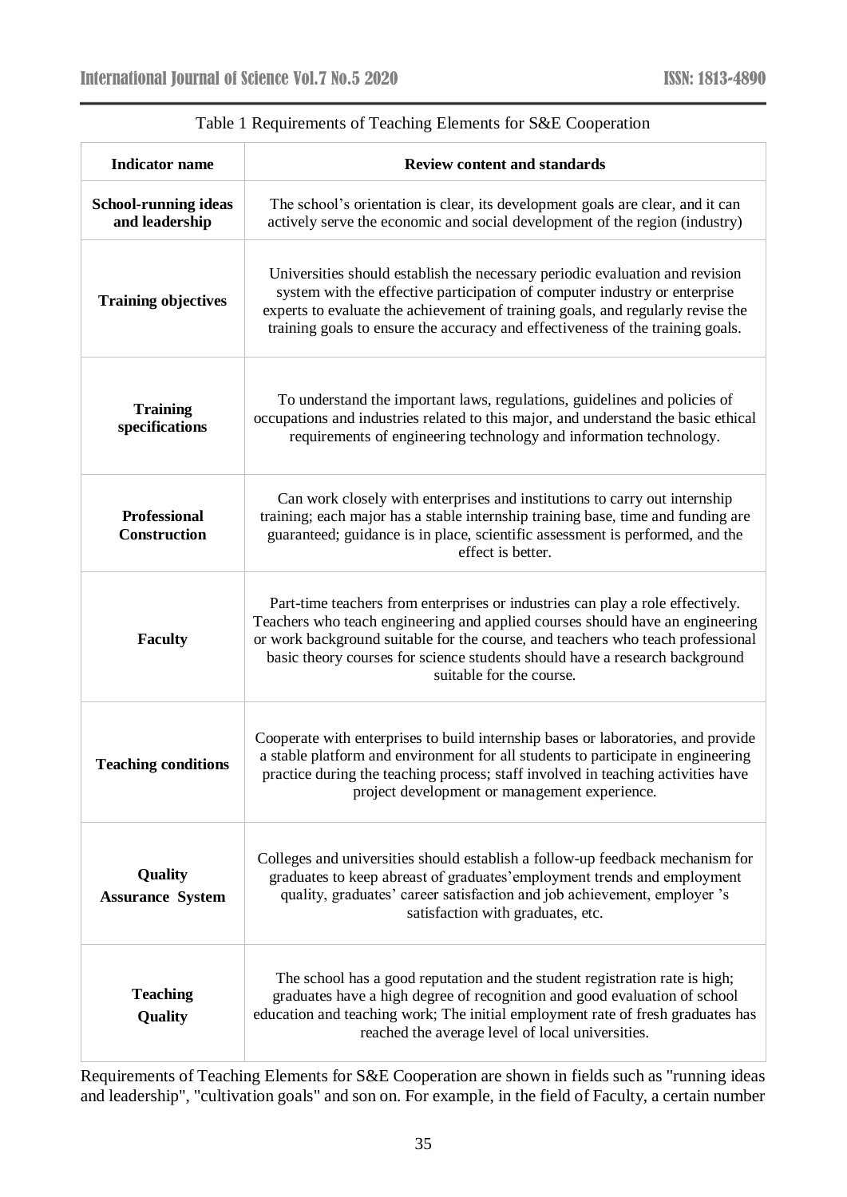Table 1 Requirements of Teaching Elements for S&E Cooperation

| Indicator name | Review content and standards |
|---|---|
| **School-running ideas and leadership** | The school's orientation is clear, its development goals are clear, and it can actively serve the economic and social development of the region (industry) |
| **Training objectives** | Universities should establish the necessary periodic evaluation and revision system with the effective participation of computer industry or enterprise experts to evaluate the achievement of training goals, and regularly revise the training goals to ensure the accuracy and effectiveness of the training goals. |
| **Training specifications** | To understand the important laws, regulations, guidelines and policies of occupations and industries related to this major, and understand the basic ethical requirements of engineering technology and information technology. |
| **Professional Construction** | Can work closely with enterprises and institutions to carry out internship training; each major has a stable internship training base, time and funding are guaranteed; guidance is in place, scientific assessment is performed, and the effect is better. |
| **Faculty** | Part-time teachers from enterprises or industries can play a role effectively. Teachers who teach engineering and applied courses should have an engineering or work background suitable for the course, and teachers who teach professional basic theory courses for science students should have a research background suitable for the course. |
| **Teaching conditions** | Cooperate with enterprises to build internship bases or laboratories, and provide a stable platform and environment for all students to participate in engineering practice during the teaching process; staff involved in teaching activities have project development or management experience. |
| **Quality Assurance System** | Colleges and universities should establish a follow-up feedback mechanism for graduates to keep abreast of graduates' employment trends and employment quality, graduates' career satisfaction and job achievement, employer 's satisfaction with graduates, etc. |
| **Teaching Quality** | The school has a good reputation and the student registration rate is high; graduates have a high degree of recognition and good evaluation of school education and teaching work; The initial employment rate of fresh graduates has reached the average level of local universities. |

Requirements of Teaching Elements for S&E Cooperation are shown in fields such as "running ideas and leadership", "cultivation goals" and son on. For example, in the field of Faculty, a certain number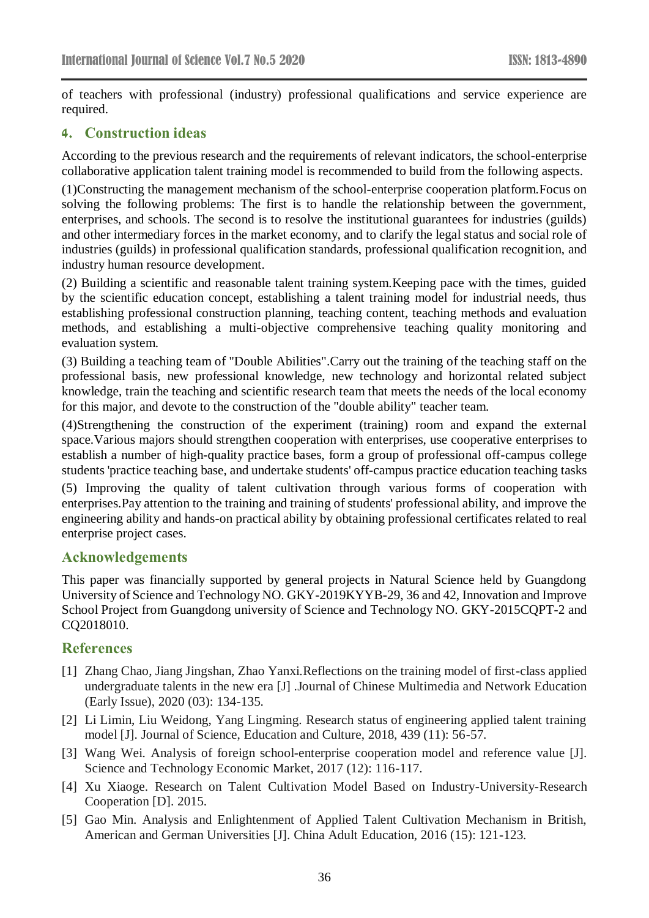of teachers with professional (industry) professional qualifications and service experience are required.

## 4. Construction ideas

According to the previous research and the requirements of relevant indicators, the school-enterprise collaborative application talent training model is recommended to build from the following aspects.

(1)Constructing the management mechanism of the school-enterprise cooperation platform.Focus on solving the following problems: The first is to handle the relationship between the government, enterprises, and schools. The second is to resolve the institutional guarantees for industries (guilds) and other intermediary forces in the market economy, and to clarify the legal status and social role of industries (guilds) in professional qualification standards, professional qualification recognition, and industry human resource development.

(2) Building a scientific and reasonable talent training system.Keeping pace with the times, guided by the scientific education concept, establishing a talent training model for industrial needs, thus establishing professional construction planning, teaching content, teaching methods and evaluation methods, and establishing a multi-objective comprehensive teaching quality monitoring and evaluation system.

(3) Building a teaching team of "Double Abilities".Carry out the training of the teaching staff on the professional basis, new professional knowledge, new technology and horizontal related subject knowledge, train the teaching and scientific research team that meets the needs of the local economy for this major, and devote to the construction of the "double ability" teacher team.

(4)Strengthening the construction of the experiment (training) room and expand the external space.Various majors should strengthen cooperation with enterprises, use cooperative enterprises to establish a number of high-quality practice bases, form a group of professional off-campus college students 'practice teaching base, and undertake students' off-campus practice education teaching tasks

(5) Improving the quality of talent cultivation through various forms of cooperation with enterprises.Pay attention to the training and training of students' professional ability, and improve the engineering ability and hands-on practical ability by obtaining professional certificates related to real enterprise project cases.

## Acknowledgements

This paper was financially supported by general projects in Natural Science held by Guangdong University of Science and Technology NO. GKY-2019KYYB-29, 36 and 42, Innovation and Improve School Project from Guangdong university of Science and Technology NO. GKY-2015CQPT-2 and CQ2018010.

## References

[1] Zhang Chao, Jiang Jingshan, Zhao Yanxi.Reflections on the training model of first-class applied undergraduate talents in the new era [J] .Journal of Chinese Multimedia and Network Education (Early Issue), 2020 (03): 134-135.

[2] Li Limin, Liu Weidong, Yang Lingming. Research status of engineering applied talent training model [J]. Journal of Science, Education and Culture, 2018, 439 (11): 56-57.

[3] Wang Wei. Analysis of foreign school-enterprise cooperation model and reference value [J]. Science and Technology Economic Market, 2017 (12): 116-117.

[4] Xu Xiaoge. Research on Talent Cultivation Model Based on Industry-University-Research Cooperation [D]. 2015.

[5] Gao Min. Analysis and Enlightenment of Applied Talent Cultivation Mechanism in British, American and German Universities [J]. China Adult Education, 2016 (15): 121-123.